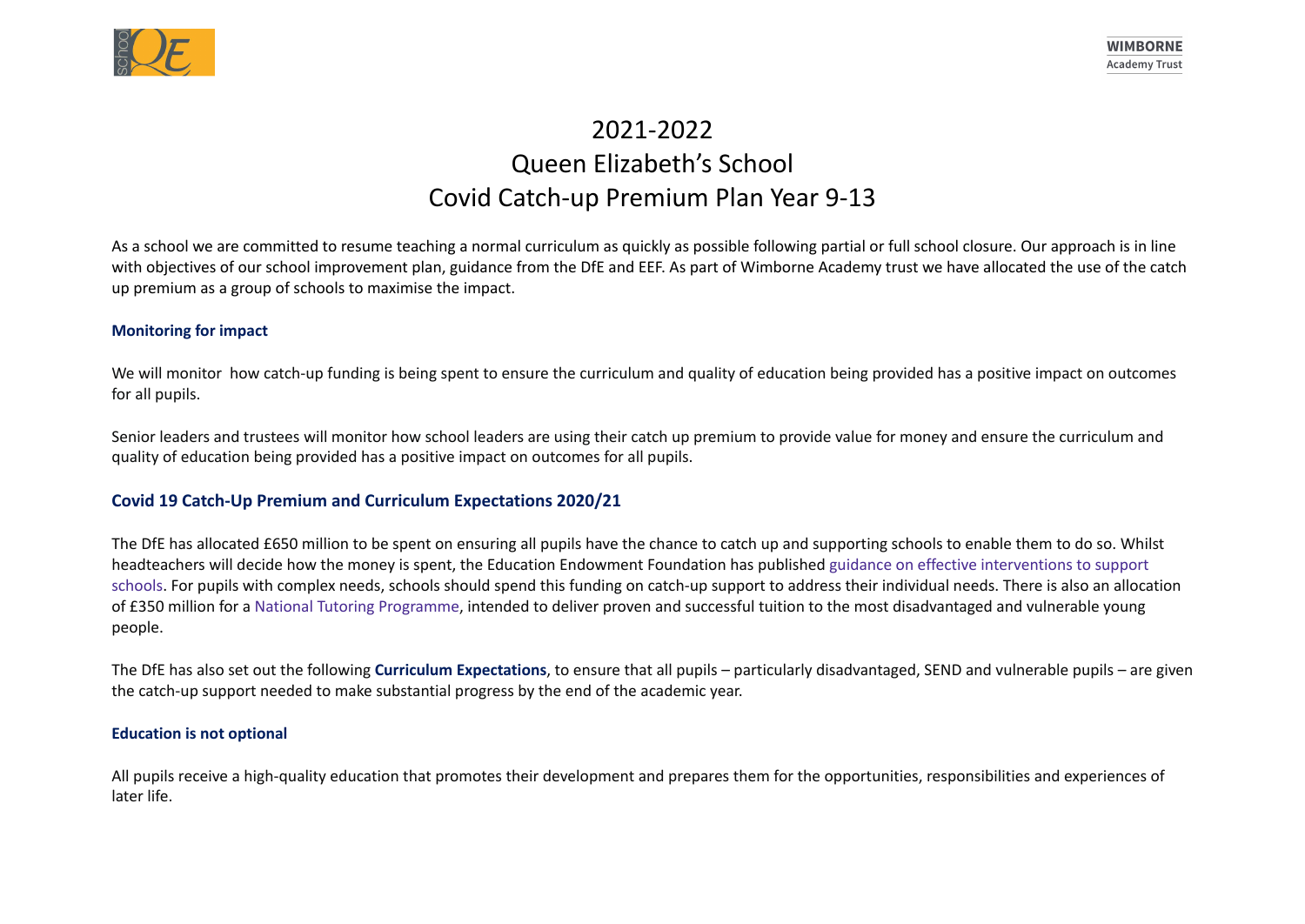# 2021-2022
# Queen Elizabeth's School
# Covid Catch-up Premium Plan Year 9-13

As a school we are committed to resume teaching a normal curriculum as quickly as possible following partial or full school closure. Our approach is in line with objectives of our school improvement plan, guidance from the DfE and EEF. As part of Wimborne Academy trust we have allocated the use of the catch up premium as a group of schools to maximise the impact.

### Monitoring for impact

We will monitor how catch-up funding is being spent to ensure the curriculum and quality of education being provided has a positive impact on outcomes for all pupils.

Senior leaders and trustees will monitor how school leaders are using their catch up premium to provide value for money and ensure the curriculum and quality of education being provided has a positive impact on outcomes for all pupils.

## Covid 19 Catch-Up Premium and Curriculum Expectations 2020/21

The DfE has allocated £650 million to be spent on ensuring all pupils have the chance to catch up and supporting schools to enable them to do so. Whilst headteachers will decide how the money is spent, the Education Endowment Foundation has published guidance on effective interventions to support schools. For pupils with complex needs, schools should spend this funding on catch-up support to address their individual needs. There is also an allocation of £350 million for a National Tutoring Programme, intended to deliver proven and successful tuition to the most disadvantaged and vulnerable young people.

The DfE has also set out the following **Curriculum Expectations**, to ensure that all pupils – particularly disadvantaged, SEND and vulnerable pupils – are given the catch-up support needed to make substantial progress by the end of the academic year.

### Education is not optional

All pupils receive a high-quality education that promotes their development and prepares them for the opportunities, responsibilities and experiences of later life.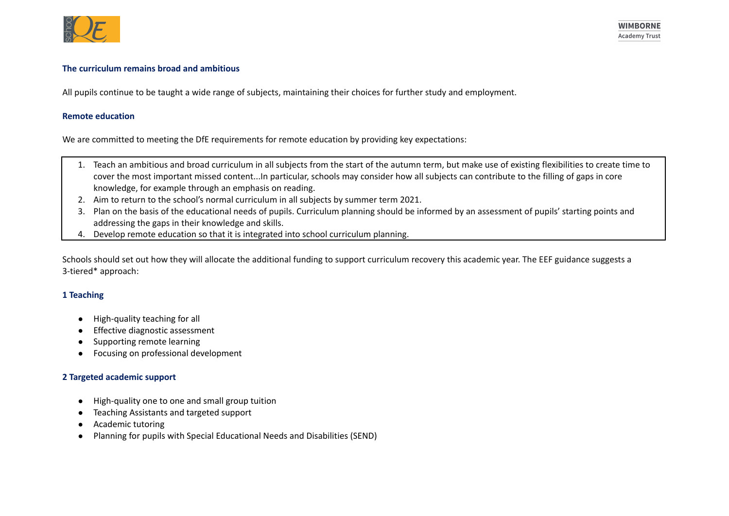### The curriculum remains broad and ambitious

All pupils continue to be taught a wide range of subjects, maintaining their choices for further study and employment.

### Remote education

We are committed to meeting the DfE requirements for remote education by providing key expectations:

1. Teach an ambitious and broad curriculum in all subjects from the start of the autumn term, but make use of existing flexibilities to create time to cover the most important missed content...In particular, schools may consider how all subjects can contribute to the filling of gaps in core knowledge, for example through an emphasis on reading.
2. Aim to return to the school's normal curriculum in all subjects by summer term 2021.
3. Plan on the basis of the educational needs of pupils. Curriculum planning should be informed by an assessment of pupils' starting points and addressing the gaps in their knowledge and skills.
4. Develop remote education so that it is integrated into school curriculum planning.

Schools should set out how they will allocate the additional funding to support curriculum recovery this academic year. The EEF guidance suggests a 3-tiered* approach:

### 1 Teaching

- High-quality teaching for all
- Effective diagnostic assessment
- Supporting remote learning
- Focusing on professional development

### 2 Targeted academic support

- High-quality one to one and small group tuition
- Teaching Assistants and targeted support
- Academic tutoring
- Planning for pupils with Special Educational Needs and Disabilities (SEND)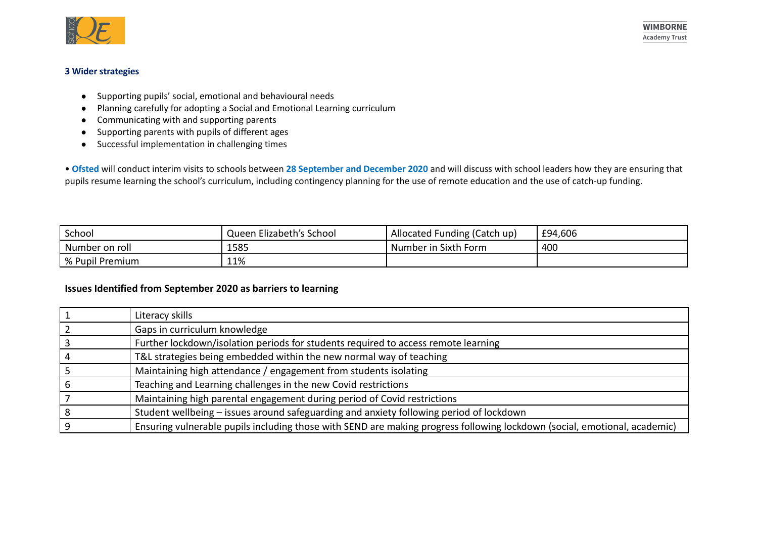### 3 Wider strategies

- Supporting pupils' social, emotional and behavioural needs
- Planning carefully for adopting a Social and Emotional Learning curriculum
- Communicating with and supporting parents
- Supporting parents with pupils of different ages
- Successful implementation in challenging times

• **Ofsted** will conduct interim visits to schools between **28 September and December 2020** and will discuss with school leaders how they are ensuring that pupils resume learning the school's curriculum, including contingency planning for the use of remote education and the use of catch-up funding.

| School | Queen Elizabeth's School | Allocated Funding (Catch up) | £94,606 |
|---|---|---|---|
| Number on roll | 1585 | Number in Sixth Form | 400 |
| % Pupil Premium | 11% | | |

**Issues Identified from September 2020 as barriers to learning**

| | |
|---|---|
| 1 | Literacy skills |
| 2 | Gaps in curriculum knowledge |
| 3 | Further lockdown/isolation periods for students required to access remote learning |
| 4 | T&L strategies being embedded within the new normal way of teaching |
| 5 | Maintaining high attendance / engagement from students isolating |
| 6 | Teaching and Learning challenges in the new Covid restrictions |
| 7 | Maintaining high parental engagement during period of Covid restrictions |
| 8 | Student wellbeing – issues around safeguarding and anxiety following period of lockdown |
| 9 | Ensuring vulnerable pupils including those with SEND are making progress following lockdown (social, emotional, academic) |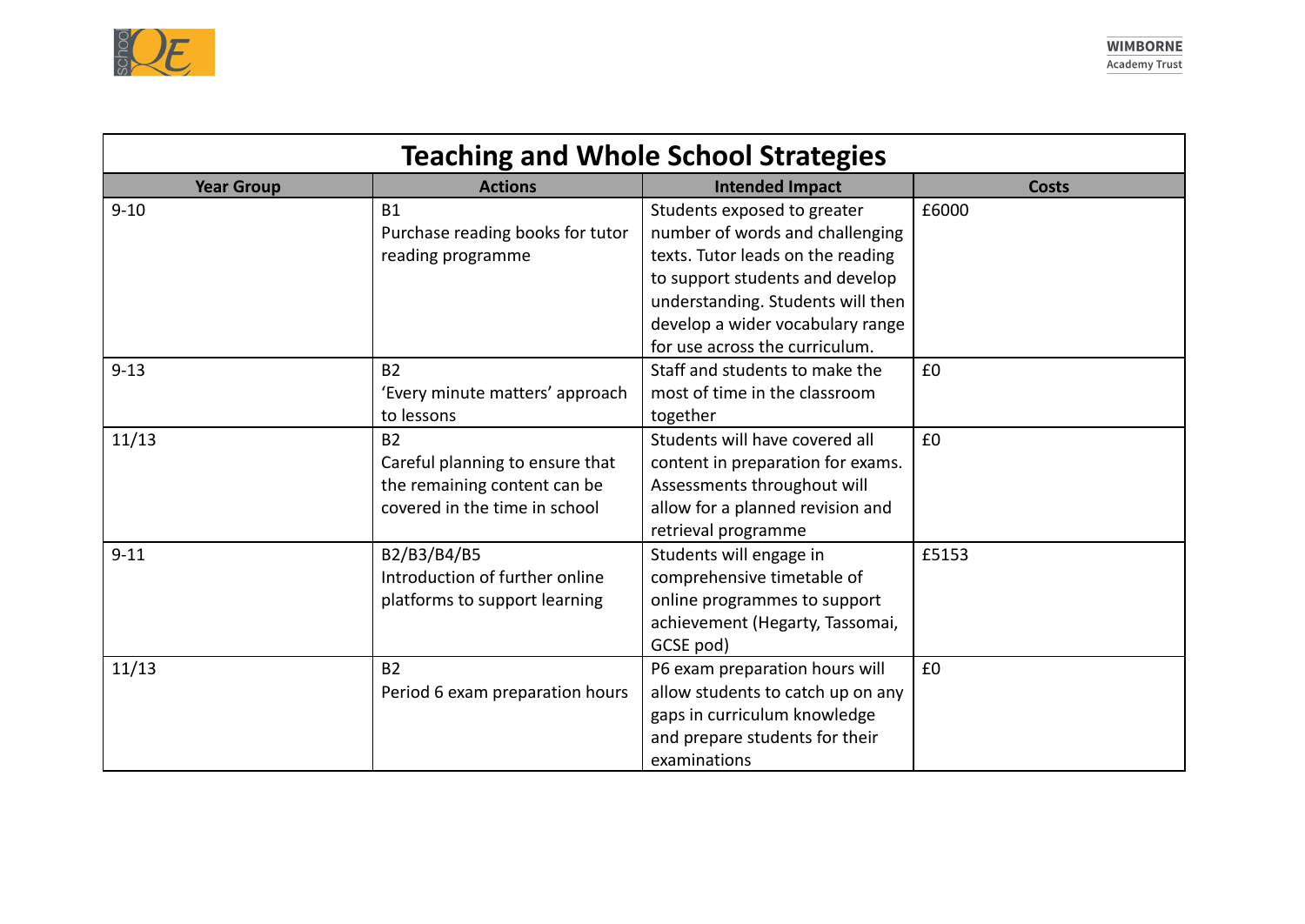| Teaching and Whole School Strategies | | | |
|---|---|---|---|
| **Year Group** | **Actions** | **Intended Impact** | **Costs** |
| 9-10 | B1<br>Purchase reading books for tutor reading programme | Students exposed to greater number of words and challenging texts. Tutor leads on the reading to support students and develop understanding. Students will then develop a wider vocabulary range for use across the curriculum. | £6000 |
| 9-13 | B2<br>'Every minute matters' approach to lessons | Staff and students to make the most of time in the classroom together | £0 |
| 11/13 | B2<br>Careful planning to ensure that the remaining content can be covered in the time in school | Students will have covered all content in preparation for exams. Assessments throughout will allow for a planned revision and retrieval programme | £0 |
| 9-11 | B2/B3/B4/B5<br>Introduction of further online platforms to support learning | Students will engage in comprehensive timetable of online programmes to support achievement (Hegarty, Tassomai, GCSE pod) | £5153 |
| 11/13 | B2<br>Period 6 exam preparation hours | P6 exam preparation hours will allow students to catch up on any gaps in curriculum knowledge and prepare students for their examinations | £0 |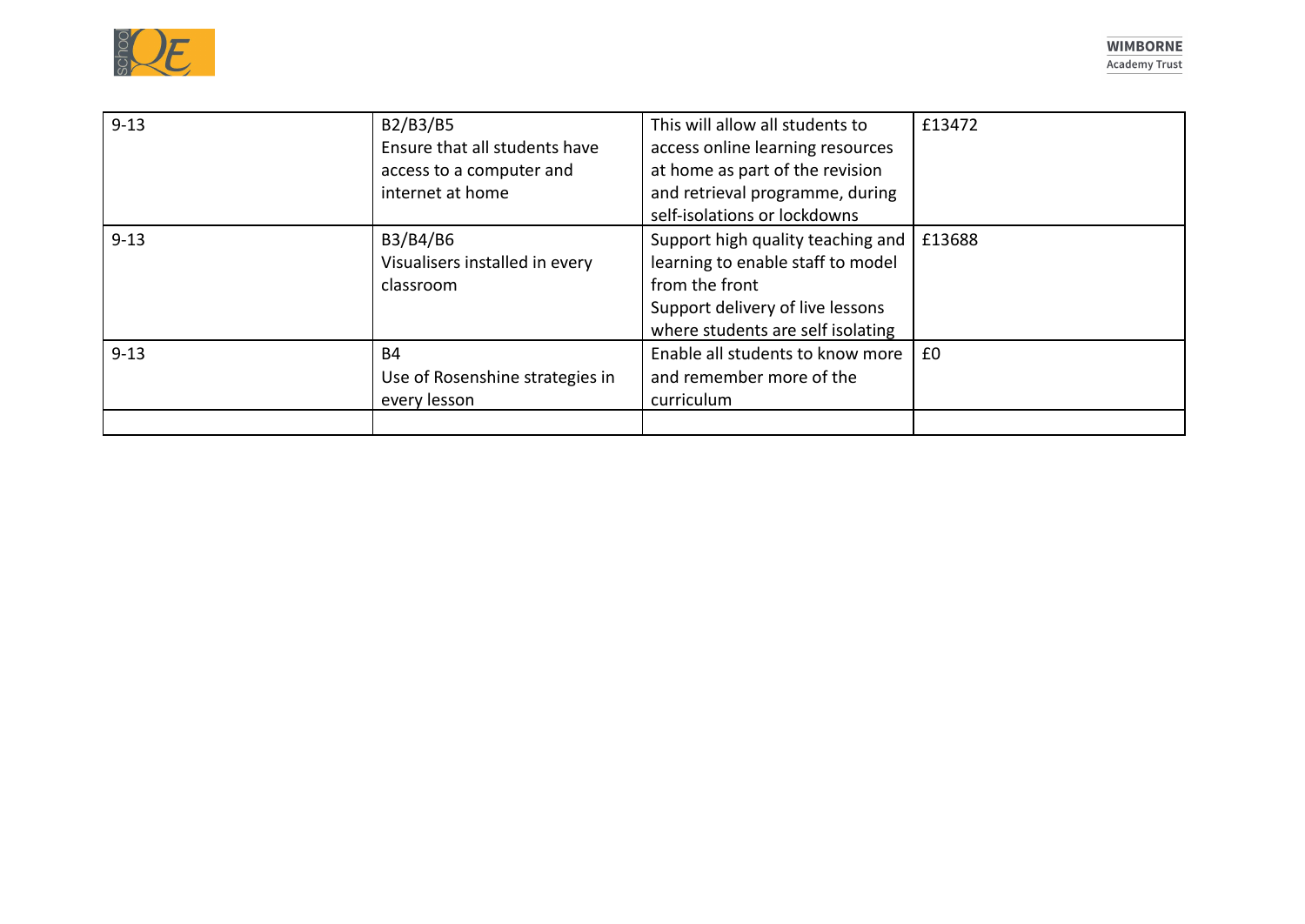| 9-13 | B2/B3/B5<br>Ensure that all students have access to a computer and internet at home | This will allow all students to access online learning resources at home as part of the revision and retrieval programme, during self-isolations or lockdowns | £13472 |
|---|---|---|---|
| 9-13 | B3/B4/B6<br>Visualisers installed in every classroom | Support high quality teaching and learning to enable staff to model from the front<br>Support delivery of live lessons where students are self isolating | £13688 |
| 9-13 | B4<br>Use of Rosenshine strategies in every lesson | Enable all students to know more and remember more of the curriculum | £0 |
| | | | |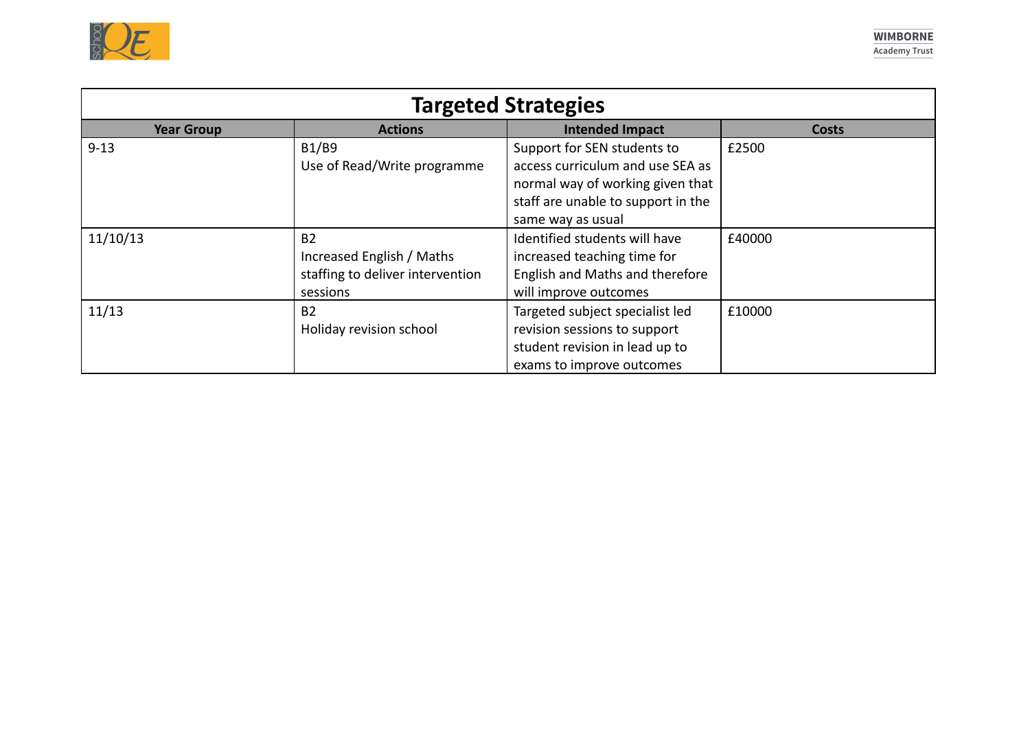| Targeted Strategies | | | |
|---|---|---|---|
| **Year Group** | **Actions** | **Intended Impact** | **Costs** |
| 9-13 | B1/B9<br>Use of Read/Write programme | Support for SEN students to access curriculum and use SEA as normal way of working given that staff are unable to support in the same way as usual | £2500 |
| 11/10/13 | B2<br>Increased English / Maths staffing to deliver intervention sessions | Identified students will have increased teaching time for English and Maths and therefore will improve outcomes | £40000 |
| 11/13 | B2<br>Holiday revision school | Targeted subject specialist led revision sessions to support student revision in lead up to exams to improve outcomes | £10000 |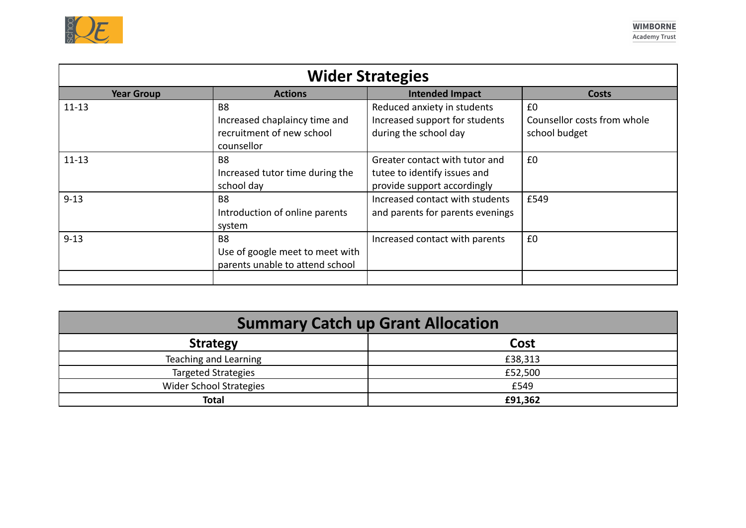## Wider Strategies

| Year Group | Actions | Intended Impact | Costs |
|---|---|---|---|
| 11-13 | B8<br>Increased chaplaincy time and recruitment of new school counsellor | Reduced anxiety in students<br>Increased support for students during the school day | £0<br>Counsellor costs from whole school budget |
| 11-13 | B8<br>Increased tutor time during the school day | Greater contact with tutor and tutee to identify issues and provide support accordingly | £0 |
| 9-13 | B8<br>Introduction of online parents system | Increased contact with students and parents for parents evenings | £549 |
| 9-13 | B8<br>Use of google meet to meet with parents unable to attend school | Increased contact with parents | £0 |
| | | | |

## Summary Catch up Grant Allocation

| Strategy | Cost |
|---|---|
| Teaching and Learning | £38,313 |
| Targeted Strategies | £52,500 |
| Wider School Strategies | £549 |
| **Total** | **£91,362** |